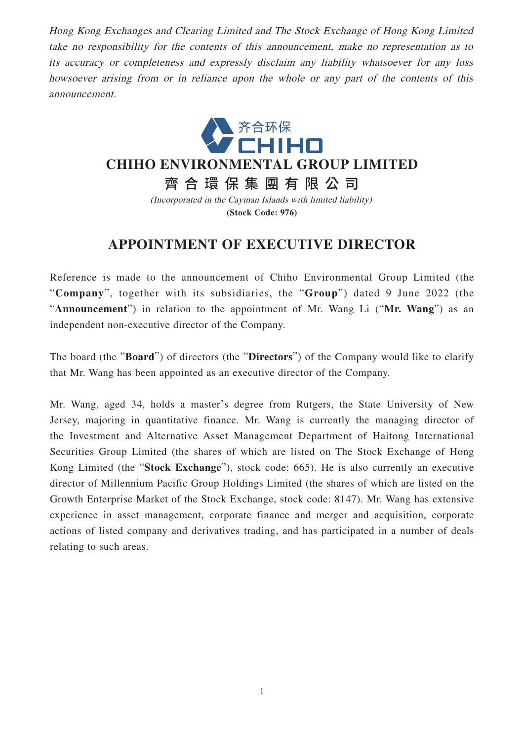*Hong Kong Exchanges and Clearing Limited and The Stock Exchange of Hong Kong Limited take no responsibility for the contents of this announcement, make no representation as to its accuracy or completeness and expressly disclaim any liability whatsoever for any loss howsoever arising from or in reliance upon the whole or any part of the contents of this announcement.*

齐合环保
CHIHO

# CHIHO ENVIRONMENTAL GROUP LIMITED

# 齊合環保集團有限公司

*(Incorporated in the Cayman Islands with limited liability)*

**(Stock Code: 976)**

## APPOINTMENT OF EXECUTIVE DIRECTOR

Reference is made to the announcement of Chiho Environmental Group Limited (the "**Company**", together with its subsidiaries, the "**Group**") dated 9 June 2022 (the "**Announcement**") in relation to the appointment of Mr. Wang Li ("**Mr. Wang**") as an independent non-executive director of the Company.

The board (the "**Board**") of directors (the "**Directors**") of the Company would like to clarify that Mr. Wang has been appointed as an executive director of the Company.

Mr. Wang, aged 34, holds a master's degree from Rutgers, the State University of New Jersey, majoring in quantitative finance. Mr. Wang is currently the managing director of the Investment and Alternative Asset Management Department of Haitong International Securities Group Limited (the shares of which are listed on The Stock Exchange of Hong Kong Limited (the "**Stock Exchange**"), stock code: 665). He is also currently an executive director of Millennium Pacific Group Holdings Limited (the shares of which are listed on the Growth Enterprise Market of the Stock Exchange, stock code: 8147). Mr. Wang has extensive experience in asset management, corporate finance and merger and acquisition, corporate actions of listed company and derivatives trading, and has participated in a number of deals relating to such areas.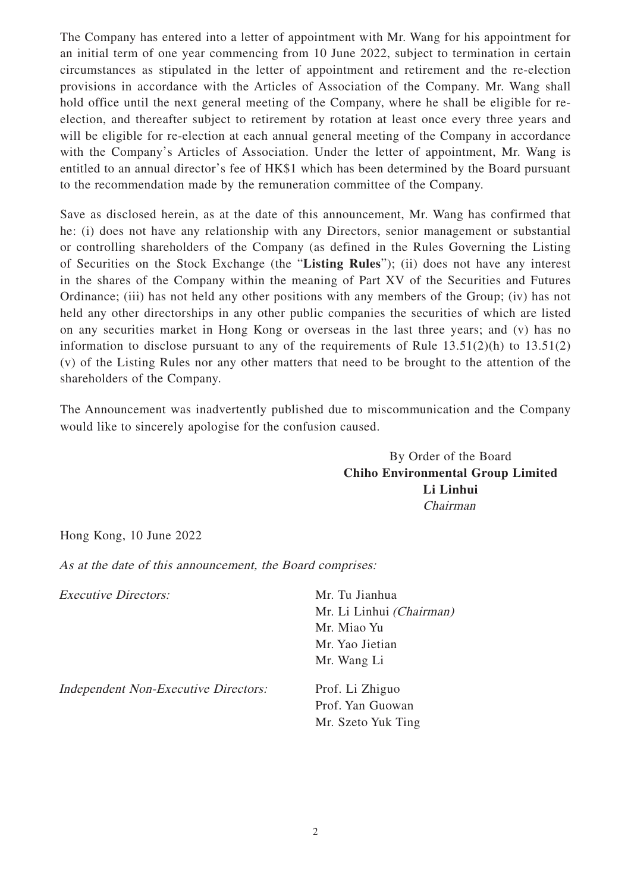The Company has entered into a letter of appointment with Mr. Wang for his appointment for an initial term of one year commencing from 10 June 2022, subject to termination in certain circumstances as stipulated in the letter of appointment and retirement and the re-election provisions in accordance with the Articles of Association of the Company. Mr. Wang shall hold office until the next general meeting of the Company, where he shall be eligible for re-election, and thereafter subject to retirement by rotation at least once every three years and will be eligible for re-election at each annual general meeting of the Company in accordance with the Company's Articles of Association. Under the letter of appointment, Mr. Wang is entitled to an annual director's fee of HK$1 which has been determined by the Board pursuant to the recommendation made by the remuneration committee of the Company.

Save as disclosed herein, as at the date of this announcement, Mr. Wang has confirmed that he: (i) does not have any relationship with any Directors, senior management or substantial or controlling shareholders of the Company (as defined in the Rules Governing the Listing of Securities on the Stock Exchange (the "**Listing Rules**"); (ii) does not have any interest in the shares of the Company within the meaning of Part XV of the Securities and Futures Ordinance; (iii) has not held any other positions with any members of the Group; (iv) has not held any other directorships in any other public companies the securities of which are listed on any securities market in Hong Kong or overseas in the last three years; and (v) has no information to disclose pursuant to any of the requirements of Rule 13.51(2)(h) to 13.51(2)(v) of the Listing Rules nor any other matters that need to be brought to the attention of the shareholders of the Company.

The Announcement was inadvertently published due to miscommunication and the Company would like to sincerely apologise for the confusion caused.

By Order of the Board
**Chiho Environmental Group Limited**
**Li Linhui**
*Chairman*

Hong Kong, 10 June 2022

*As at the date of this announcement, the Board comprises:*

| | |
|---|---|
| *Executive Directors:* | Mr. Tu Jianhua |
| | Mr. Li Linhui *(Chairman)* |
| | Mr. Miao Yu |
| | Mr. Yao Jietian |
| | Mr. Wang Li |
| *Independent Non-Executive Directors:* | Prof. Li Zhiguo |
| | Prof. Yan Guowan |
| | Mr. Szeto Yuk Ting |